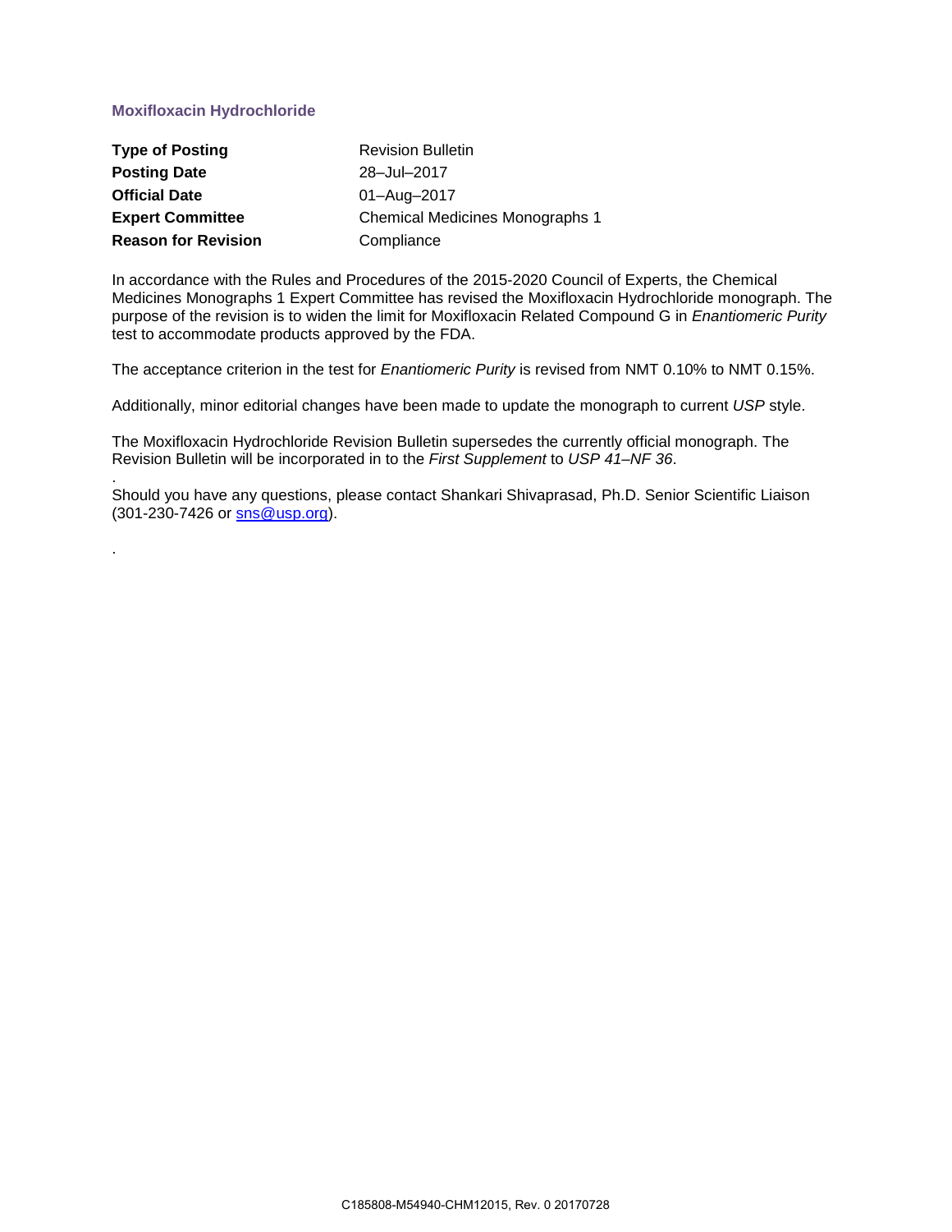# Moxifloxacin Hydrochloride

| | |
|---|---|
| **Type of Posting** | Revision Bulletin |
| **Posting Date** | 28–Jul–2017 |
| **Official Date** | 01–Aug–2017 |
| **Expert Committee** | Chemical Medicines Monographs 1 |
| **Reason for Revision** | Compliance |

In accordance with the Rules and Procedures of the 2015-2020 Council of Experts, the Chemical Medicines Monographs 1 Expert Committee has revised the Moxifloxacin Hydrochloride monograph. The purpose of the revision is to widen the limit for Moxifloxacin Related Compound G in *Enantiomeric Purity* test to accommodate products approved by the FDA.

The acceptance criterion in the test for *Enantiomeric Purity* is revised from NMT 0.10% to NMT 0.15%.

Additionally, minor editorial changes have been made to update the monograph to current *USP* style.

The Moxifloxacin Hydrochloride Revision Bulletin supersedes the currently official monograph. The Revision Bulletin will be incorporated in to the *First Supplement* to *USP 41–NF 36*.

Should you have any questions, please contact Shankari Shivaprasad, Ph.D. Senior Scientific Liaison (301-230-7426 or sns@usp.org).

C185808-M54940-CHM12015, Rev. 0 20170728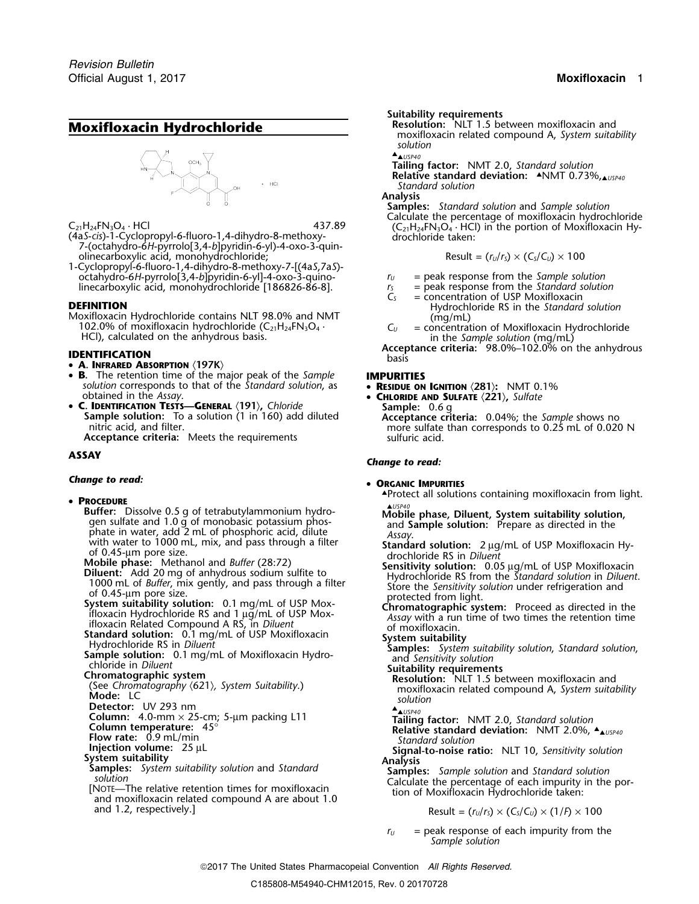# Moxifloxacin Hydrochloride

$C_{21}H_{24}FN_3O_4 \cdot HCl$ 437.89

(4a*S*-*cis*)-1-Cyclopropyl-6-fluoro-1,4-dihydro-8-methoxy-7-(octahydro-6*H*-pyrrolo[3,4-*b*]pyridin-6-yl)-4-oxo-3-quinolinecarboxylic acid, monohydrochloride;

1-Cyclopropyl-6-fluoro-1,4-dihydro-8-methoxy-7-[(4a*S*,7a*S*)-octahydro-6*H*-pyrrolo[3,4-*b*]pyridin-6-yl]-4-oxo-3-quinolinecarboxylic acid, monohydrochloride [186826-86-8].

## DEFINITION

Moxifloxacin Hydrochloride contains NLT 98.0% and NMT 102.0% of moxifloxacin hydrochloride ($C_{21}H_{24}FN_3O_4 \cdot HCl$), calculated on the anhydrous basis.

## IDENTIFICATION

- **A. Infrared Absorption** ⟨197K⟩
- **B.** The retention time of the major peak of the *Sample solution* corresponds to that of the *Standard solution*, as obtained in the *Assay*.
- **C. Identification Tests—General** ⟨191⟩, *Chloride*
  **Sample solution:** To a solution (1 in 160) add diluted nitric acid, and filter.
  **Acceptance criteria:** Meets the requirements

## ASSAY

***Change to read:***

- **Procedure**
  **Buffer:** Dissolve 0.5 g of tetrabutylammonium hydrogen sulfate and 1.0 g of monobasic potassium phosphate in water, add 2 mL of phosphoric acid, dilute with water to 1000 mL, mix, and pass through a filter of 0.45-µm pore size.
  **Mobile phase:** Methanol and *Buffer* (28:72)
  **Diluent:** Add 20 mg of anhydrous sodium sulfite to 1000 mL of *Buffer*, mix gently, and pass through a filter of 0.45-µm pore size.
  **System suitability solution:** 0.1 mg/mL of USP Moxifloxacin Hydrochloride RS and 1 µg/mL of USP Moxifloxacin Related Compound A RS, in *Diluent*
  **Standard solution:** 0.1 mg/mL of USP Moxifloxacin Hydrochloride RS in *Diluent*
  **Sample solution:** 0.1 mg/mL of Moxifloxacin Hydrochloride in *Diluent*
  **Chromatographic system**
  (See *Chromatography* ⟨621⟩, *System Suitability.*)
  **Mode:** LC
  **Detector:** UV 293 nm
  **Column:** 4.0-mm × 25-cm; 5-µm packing L11
  **Column temperature:** 45°
  **Flow rate:** 0.9 mL/min
  **Injection volume:** 25 µL
  **System suitability**
  **Samples:** *System suitability solution* and *Standard solution*
  [Note—The relative retention times for moxifloxacin and moxifloxacin related compound A are about 1.0 and 1.2, respectively.]
  **Suitability requirements**
  **Resolution:** NLT 1.5 between moxifloxacin and moxifloxacin related compound A, *System suitability solution*
  ▲▲USP40
  **Tailing factor:** NMT 2.0, *Standard solution*
  **Relative standard deviation:** ▲NMT 0.73%,▲USP40 *Standard solution*
  **Analysis**
  **Samples:** *Standard solution* and *Sample solution*
  Calculate the percentage of moxifloxacin hydrochloride ($C_{21}H_{24}FN_3O_4 \cdot HCl$) in the portion of Moxifloxacin Hydrochloride taken:

$$\text{Result} = (r_U/r_S) \times (C_S/C_U) \times 100$$

  $r_U$ = peak response from the *Sample solution*
  $r_S$ = peak response from the *Standard solution*
  $C_S$ = concentration of USP Moxifloxacin Hydrochloride RS in the *Standard solution* (mg/mL)
  $C_U$ = concentration of Moxifloxacin Hydrochloride in the *Sample solution* (mg/mL)

  **Acceptance criteria:** 98.0%–102.0% on the anhydrous basis

## IMPURITIES

- **Residue on Ignition** ⟨281⟩: NMT 0.1%
- **Chloride and Sulfate** ⟨221⟩, *Sulfate*
  **Sample:** 0.6 g
  **Acceptance criteria:** 0.04%; the *Sample* shows no more sulfate than corresponds to 0.25 mL of 0.020 N sulfuric acid.

***Change to read:***

- **Organic Impurities**
  ▲Protect all solutions containing moxifloxacin from light.▲USP40
  **Mobile phase, Diluent, System suitability solution,** and **Sample solution:** Prepare as directed in the *Assay*.
  **Standard solution:** 2 µg/mL of USP Moxifloxacin Hydrochloride RS in *Diluent*
  **Sensitivity solution:** 0.05 µg/mL of USP Moxifloxacin Hydrochloride RS from the *Standard solution* in *Diluent*. Store the *Sensitivity solution* under refrigeration and protected from light.
  **Chromatographic system:** Proceed as directed in the *Assay* with a run time of two times the retention time of moxifloxacin.
  **System suitability**
  **Samples:** *System suitability solution*, *Standard solution*, and *Sensitivity solution*
  **Suitability requirements**
  **Resolution:** NLT 1.5 between moxifloxacin and moxifloxacin related compound A, *System suitability solution*
  ▲▲USP40
  **Tailing factor:** NMT 2.0, *Standard solution*
  **Relative standard deviation:** NMT 2.0%, ▲▲USP40 *Standard solution*
  **Signal-to-noise ratio:** NLT 10, *Sensitivity solution*
  **Analysis**
  **Samples:** *Sample solution* and *Standard solution*
  Calculate the percentage of each impurity in the portion of Moxifloxacin Hydrochloride taken:

$$\text{Result} = (r_U/r_S) \times (C_S/C_U) \times (1/F) \times 100$$

  $r_U$ = peak response of each impurity from the *Sample solution*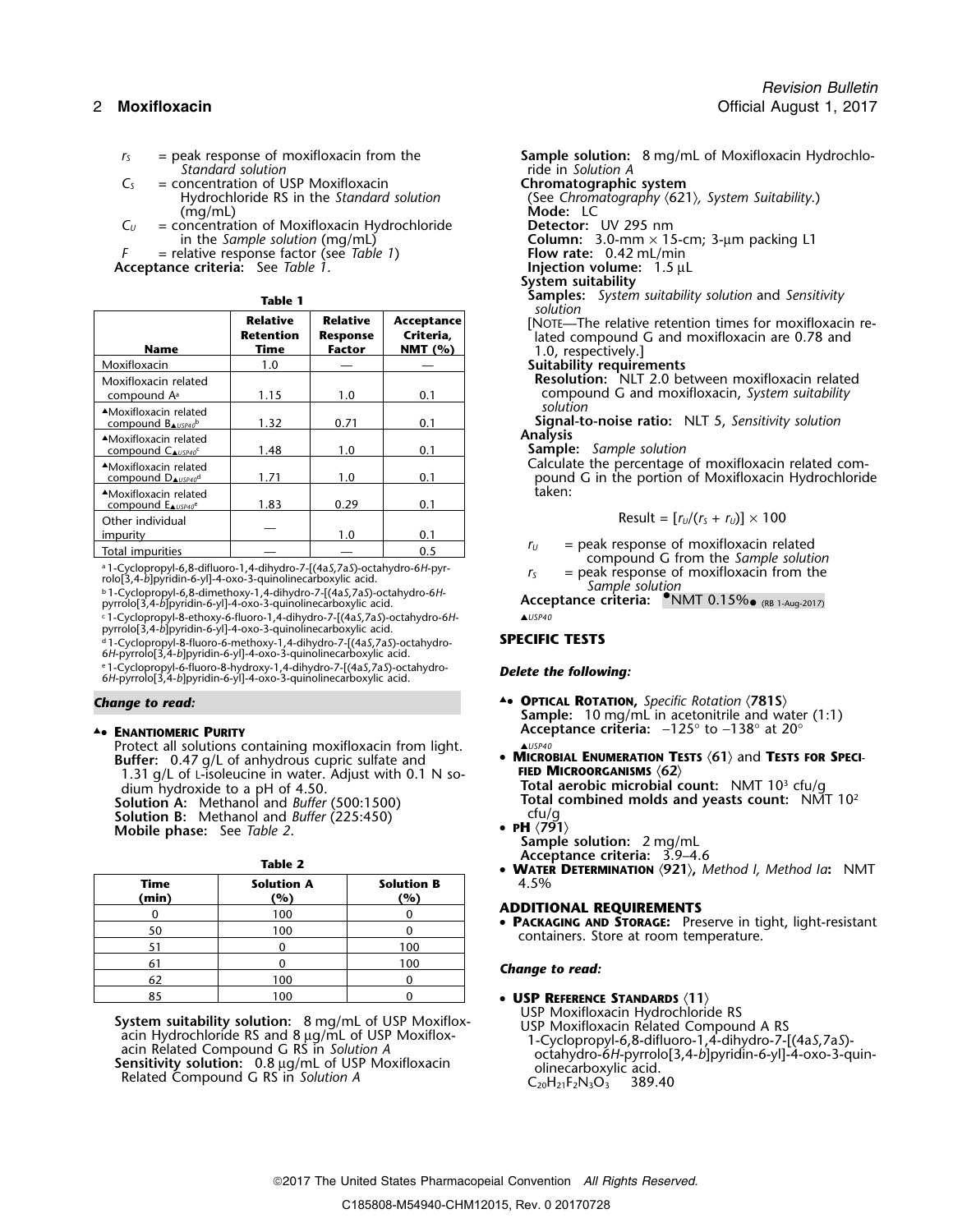$r_S$ = peak response of moxifloxacin from the *Standard solution*

$C_S$ = concentration of USP Moxifloxacin Hydrochloride RS in the *Standard solution* (mg/mL)

$C_U$ = concentration of Moxifloxacin Hydrochloride in the *Sample solution* (mg/mL)

$F$ = relative response factor (see *Table 1*)

**Acceptance criteria:** See *Table 1*.

**Table 1**

| Name | Relative Retention Time | Relative Response Factor | Acceptance Criteria, NMT (%) |
|---|---|---|---|
| Moxifloxacin | 1.0 | — | — |
| Moxifloxacin related compound A[a] | 1.15 | 1.0 | 0.1 |
| ▲Moxifloxacin related compound B▲USP40[b] | 1.32 | 0.71 | 0.1 |
| ▲Moxifloxacin related compound C▲USP40[c] | 1.48 | 1.0 | 0.1 |
| ▲Moxifloxacin related compound D▲USP40[d] | 1.71 | 1.0 | 0.1 |
| ▲Moxifloxacin related compound E▲USP40[e] | 1.83 | 0.29 | 0.1 |
| Other individual impurity | — | 1.0 | 0.1 |
| Total impurities | — | — | 0.5 |

[a] 1-Cyclopropyl-6,8-difluoro-1,4-dihydro-7-[(4a*S*,7a*S*)-octahydro-6*H*-pyrrolo[3,4-*b*]pyridin-6-yl]-4-oxo-3-quinolinecarboxylic acid.

[b] 1-Cyclopropyl-6,8-dimethoxy-1,4-dihydro-7-[(4a*S*,7a*S*)-octahydro-6*H*-pyrrolo[3,4-*b*]pyridin-6-yl]-4-oxo-3-quinolinecarboxylic acid.

[c] 1-Cyclopropyl-8-ethoxy-6-fluoro-1,4-dihydro-7-[(4a*S*,7a*S*)-octahydro-6*H*-pyrrolo[3,4-*b*]pyridin-6-yl]-4-oxo-3-quinolinecarboxylic acid.

[d] 1-Cyclopropyl-8-fluoro-6-methoxy-1,4-dihydro-7-[(4a*S*,7a*S*)-octahydro-6*H*-pyrrolo[3,4-*b*]pyridin-6-yl]-4-oxo-3-quinolinecarboxylic acid.

[e] 1-Cyclopropyl-6-fluoro-8-hydroxy-1,4-dihydro-7-[(4a*S*,7a*S*)-octahydro-6*H*-pyrrolo[3,4-*b*]pyridin-6-yl]-4-oxo-3-quinolinecarboxylic acid.

***Change to read:***

▲• **ENANTIOMERIC PURITY**

Protect all solutions containing moxifloxacin from light.

**Buffer:** 0.47 g/L of anhydrous cupric sulfate and 1.31 g/L of L-isoleucine in water. Adjust with 0.1 N sodium hydroxide to a pH of 4.50.

**Solution A:** Methanol and *Buffer* (500:1500)

**Solution B:** Methanol and *Buffer* (225:450)

**Mobile phase:** See *Table 2*.

**Table 2**

| Time (min) | Solution A (%) | Solution B (%) |
|---|---|---|
| 0 | 100 | 0 |
| 50 | 100 | 0 |
| 51 | 0 | 100 |
| 61 | 0 | 100 |
| 62 | 100 | 0 |
| 85 | 100 | 0 |

**System suitability solution:** 8 mg/mL of USP Moxifloxacin Hydrochloride RS and 8 µg/mL of USP Moxifloxacin Related Compound G RS in *Solution A*

**Sensitivity solution:** 0.8 µg/mL of USP Moxifloxacin Related Compound G RS in *Solution A*

**Sample solution:** 8 mg/mL of Moxifloxacin Hydrochloride in *Solution A*

**Chromatographic system**

(See *Chromatography* 〈621〉*, System Suitability*.)

**Mode:** LC

**Detector:** UV 295 nm

**Column:** 3.0-mm × 15-cm; 3-µm packing L1

**Flow rate:** 0.42 mL/min

**Injection volume:** 1.5 µL

**System suitability**

**Samples:** *System suitability solution* and *Sensitivity solution*

[NOTE—The relative retention times for moxifloxacin related compound G and moxifloxacin are 0.78 and 1.0, respectively.]

**Suitability requirements**

**Resolution:** NLT 2.0 between moxifloxacin related compound G and moxifloxacin, *System suitability solution*

**Signal-to-noise ratio:** NLT 5, *Sensitivity solution*

**Analysis**

**Sample:** *Sample solution*

Calculate the percentage of moxifloxacin related compound G in the portion of Moxifloxacin Hydrochloride taken:

$$\text{Result} = [r_U/(r_S + r_U)] \times 100$$

$r_U$ = peak response of moxifloxacin related compound G from the *Sample solution*

$r_S$ = peak response of moxifloxacin from the *Sample solution*

**Acceptance criteria:** •NMT 0.15%• (RB 1-Aug-2017)

▲USP40

## SPECIFIC TESTS

***Delete the following:***

▲• **OPTICAL ROTATION,** *Specific Rotation* 〈781S〉

**Sample:** 10 mg/mL in acetonitrile and water (1:1)

**Acceptance criteria:** −125° to −138° at 20°

▲USP40

- **MICROBIAL ENUMERATION TESTS** 〈61〉 and **TESTS FOR SPECIFIED MICROORGANISMS** 〈62〉

  **Total aerobic microbial count:** NMT $10^3$ cfu/g

  **Total combined molds and yeasts count:** NMT $10^2$ cfu/g

- **PH** 〈791〉

  **Sample solution:** 2 mg/mL

  **Acceptance criteria:** 3.9–4.6

- **WATER DETERMINATION** 〈921〉**,** *Method I, Method Ia***:** NMT 4.5%

## ADDITIONAL REQUIREMENTS

- **PACKAGING AND STORAGE:** Preserve in tight, light-resistant containers. Store at room temperature.

***Change to read:***

- **USP REFERENCE STANDARDS** 〈11〉

  USP Moxifloxacin Hydrochloride RS

  USP Moxifloxacin Related Compound A RS

  1-Cyclopropyl-6,8-difluoro-1,4-dihydro-7-[(4a*S*,7a*S*)-octahydro-6*H*-pyrrolo[3,4-*b*]pyridin-6-yl]-4-oxo-3-quinolinecarboxylic acid.

  $C_{20}H_{21}F_2N_3O_3$ 389.40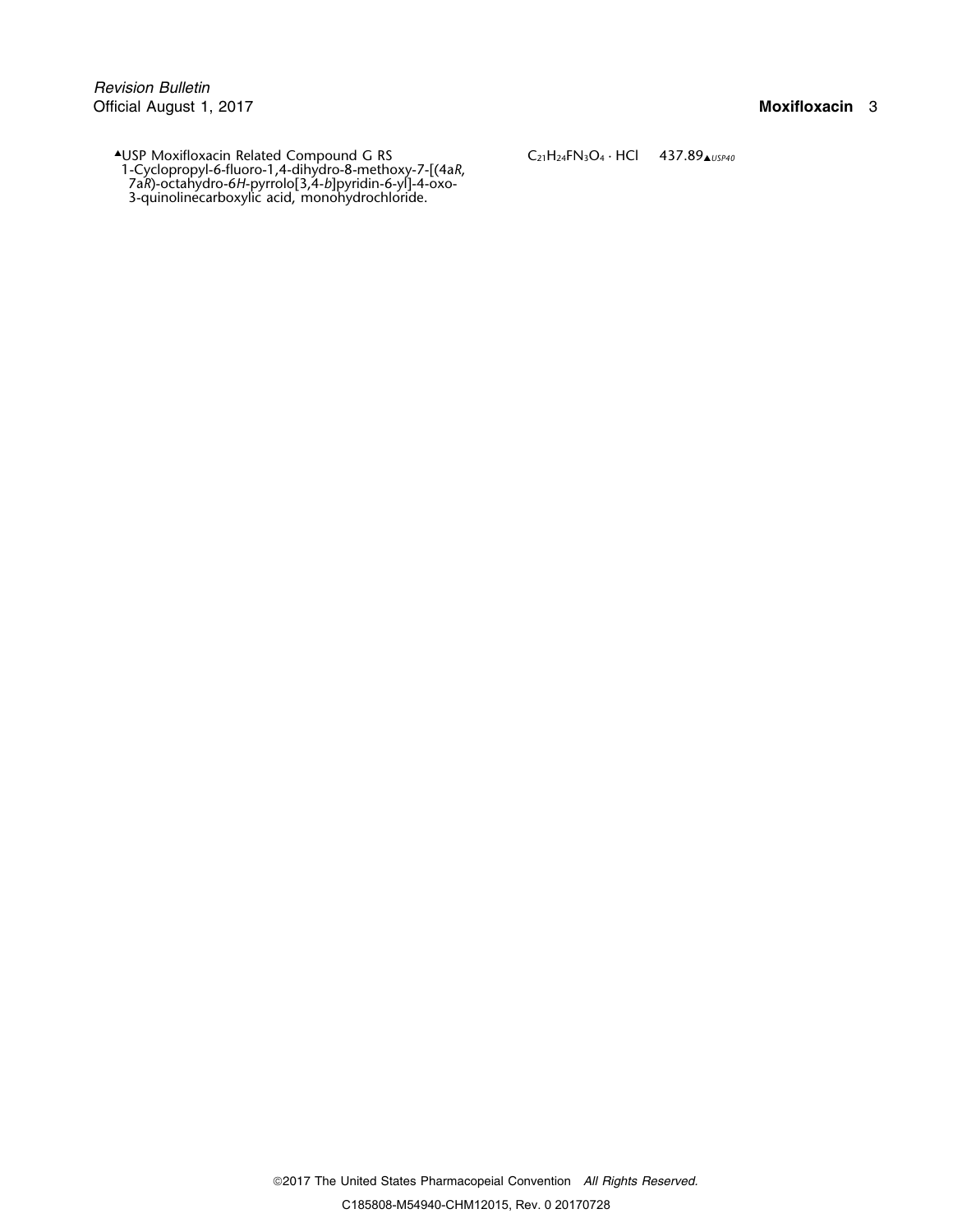▲USP Moxifloxacin Related Compound G RS
1-Cyclopropyl-6-fluoro-1,4-dihydro-8-methoxy-7-[(4a*R*, 7a*R*)-octahydro-6*H*-pyrrolo[3,4-*b*]pyridin-6-yl]-4-oxo-3-quinolinecarboxylic acid, monohydrochloride.

$C_{21}H_{24}FN_3O_4 \cdot HCl$ 437.89▲*USP40*

©2017 The United States Pharmacopeial Convention *All Rights Reserved.*

C185808-M54940-CHM12015, Rev. 0 20170728